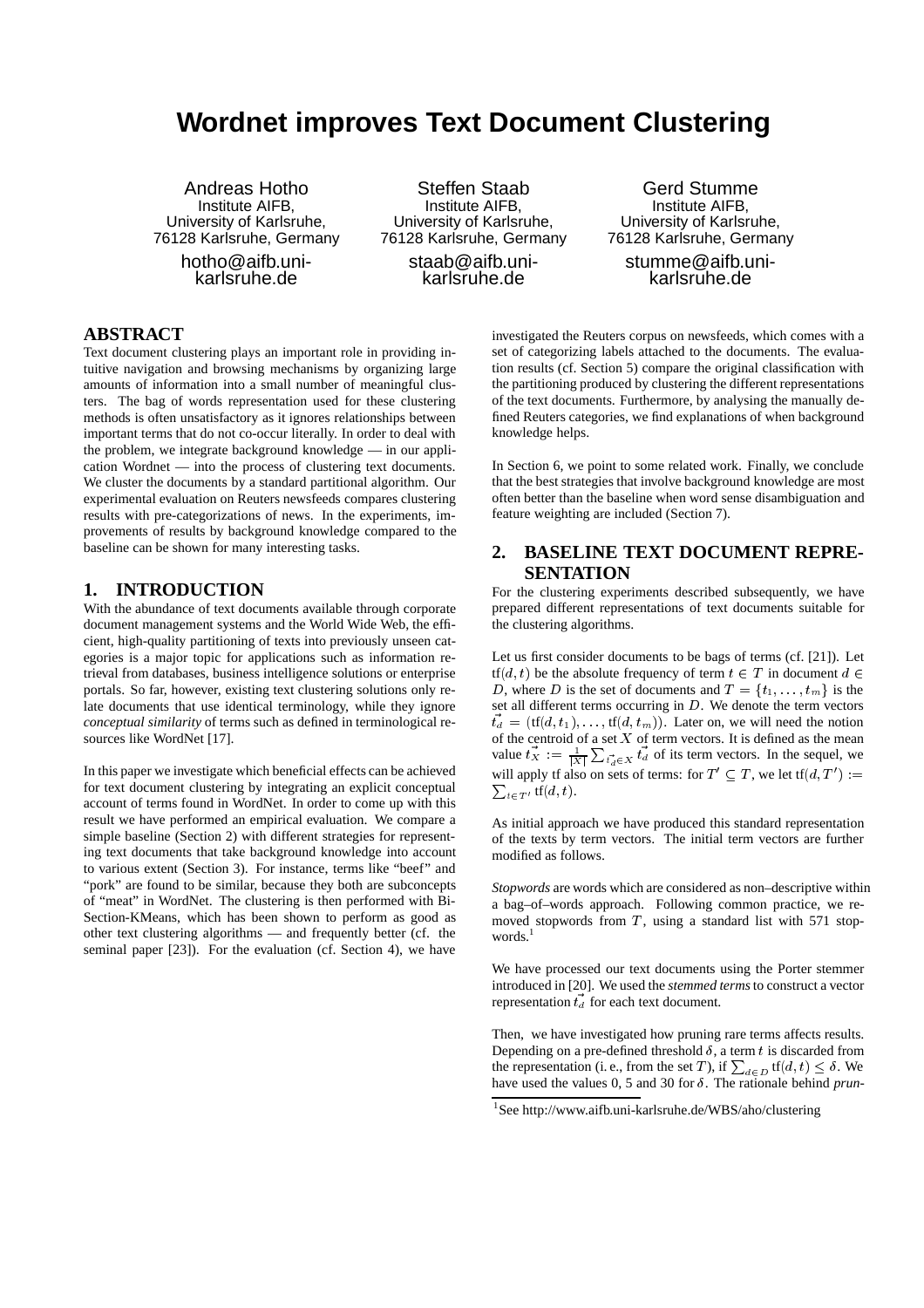# Wordnet improves Text Document Clustering

Andreas Hotho
Institute AIFB,
University of Karlsruhe,
76128 Karlsruhe, Germany
hotho@aifb.uni-karlsruhe.de

Steffen Staab
Institute AIFB,
University of Karlsruhe,
76128 Karlsruhe, Germany
staab@aifb.uni-karlsruhe.de

Gerd Stumme
Institute AIFB,
University of Karlsruhe,
76128 Karlsruhe, Germany
stumme@aifb.uni-karlsruhe.de

## ABSTRACT

Text document clustering plays an important role in providing intuitive navigation and browsing mechanisms by organizing large amounts of information into a small number of meaningful clusters. The bag of words representation used for these clustering methods is often unsatisfactory as it ignores relationships between important terms that do not co-occur literally. In order to deal with the problem, we integrate background knowledge — in our application Wordnet — into the process of clustering text documents. We cluster the documents by a standard partitional algorithm. Our experimental evaluation on Reuters newsfeeds compares clustering results with pre-categorizations of news. In the experiments, improvements of results by background knowledge compared to the baseline can be shown for many interesting tasks.

## 1. INTRODUCTION

With the abundance of text documents available through corporate document management systems and the World Wide Web, the efficient, high-quality partitioning of texts into previously unseen categories is a major topic for applications such as information retrieval from databases, business intelligence solutions or enterprise portals. So far, however, existing text clustering solutions only relate documents that use identical terminology, while they ignore *conceptual similarity* of terms such as defined in terminological resources like WordNet [17].

In this paper we investigate which beneficial effects can be achieved for text document clustering by integrating an explicit conceptual account of terms found in WordNet. In order to come up with this result we have performed an empirical evaluation. We compare a simple baseline (Section 2) with different strategies for representing text documents that take background knowledge into account to various extent (Section 3). For instance, terms like "beef" and "pork" are found to be similar, because they both are subconcepts of "meat" in WordNet. The clustering is then performed with Bi-Section-KMeans, which has been shown to perform as good as other text clustering algorithms — and frequently better (cf. the seminal paper [23]). For the evaluation (cf. Section 4), we have investigated the Reuters corpus on newsfeeds, which comes with a set of categorizing labels attached to the documents. The evaluation results (cf. Section 5) compare the original classification with the partitioning produced by clustering the different representations of the text documents. Furthermore, by analysing the manually defined Reuters categories, we find explanations of when background knowledge helps.

In Section 6, we point to some related work. Finally, we conclude that the best strategies that involve background knowledge are most often better than the baseline when word sense disambiguation and feature weighting are included (Section 7).

## 2. BASELINE TEXT DOCUMENT REPRESENTATION

For the clustering experiments described subsequently, we have prepared different representations of text documents suitable for the clustering algorithms.

Let us first consider documents to be bags of terms (cf. [21]). Let $\text{tf}(d,t)$ be the absolute frequency of term $t \in T$ in document $d \in D$, where $D$ is the set of documents and $T = \{t_1, \ldots, t_m\}$ is the set all different terms occurring in $D$. We denote the term vectors $\vec{t_d} = (\text{tf}(d,t_1), \ldots, \text{tf}(d,t_m))$. Later on, we will need the notion of the centroid of a set $X$ of term vectors. It is defined as the mean value $\vec{t_X} := \frac{1}{|X|}\sum_{\vec{t_d} \in X} \vec{t_d}$ of its term vectors. In the sequel, we will apply tf also on sets of terms: for $T' \subseteq T$, we let $\text{tf}(d,T') := \sum_{t \in T'} \text{tf}(d,t)$.

As initial approach we have produced this standard representation of the texts by term vectors. The initial term vectors are further modified as follows.

*Stopwords* are words which are considered as non–descriptive within a bag–of–words approach. Following common practice, we removed stopwords from $T$, using a standard list with 571 stopwords.[1]

We have processed our text documents using the Porter stemmer introduced in [20]. We used the *stemmed terms* to construct a vector representation $\vec{t_d}$ for each text document.

Then, we have investigated how pruning rare terms affects results. Depending on a pre-defined threshold $\delta$, a term $t$ is discarded from the representation (i. e., from the set $T$), if $\sum_{d \in D} \text{tf}(d,t) \leq \delta$. We have used the values 0, 5 and 30 for $\delta$. The rationale behind *prun-*

[1] See http://www.aifb.uni-karlsruhe.de/WBS/aho/clustering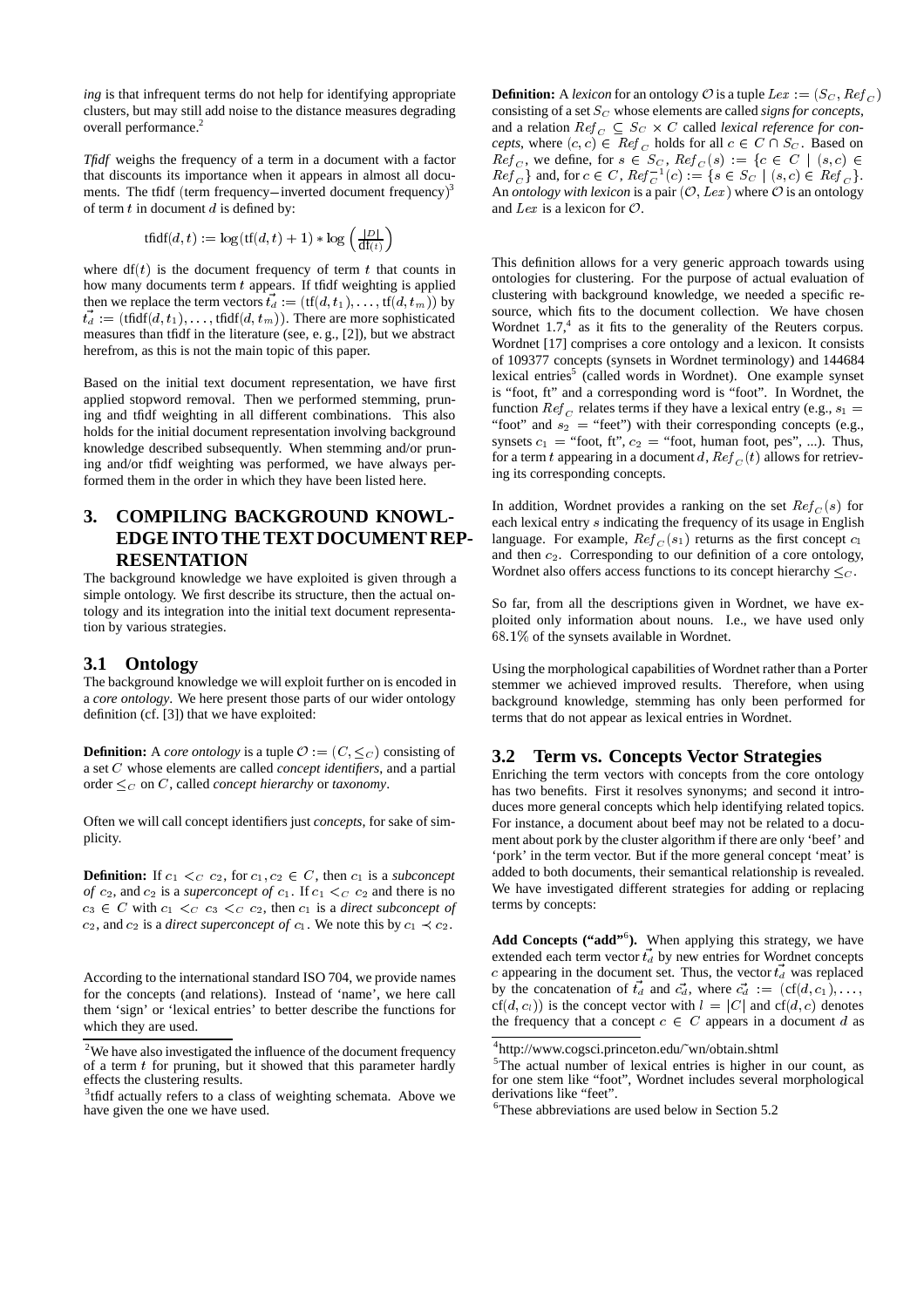*ing* is that infrequent terms do not help for identifying appropriate clusters, but may still add noise to the distance measures degrading overall performance.[2]

*Tfidf* weighs the frequency of a term in a document with a factor that discounts its importance when it appears in almost all documents. The tfidf (term frequency−inverted document frequency)[3] of term $t$ in document $d$ is defined by:

$$\text{tfidf}(d,t) := \log(\text{tf}(d,t)+1) * \log\left(\frac{|D|}{\text{df}(t)}\right)$$

where $\text{df}(t)$ is the document frequency of term $t$ that counts in how many documents term $t$ appears. If tfidf weighting is applied then we replace the term vectors $\vec{t_d} := (\text{tf}(d,t_1),\ldots,\text{tf}(d,t_m))$ by $\vec{t_d} := (\text{tfidf}(d,t_1),\ldots,\text{tfidf}(d,t_m))$. There are more sophisticated measures than tfidf in the literature (see, e. g., [2]), but we abstract herefrom, as this is not the main topic of this paper.

Based on the initial text document representation, we have first applied stopword removal. Then we performed stemming, pruning and tfidf weighting in all different combinations. This also holds for the initial document representation involving background knowledge described subsequently. When stemming and/or pruning and/or tfidf weighting was performed, we have always performed them in the order in which they have been listed here.

# 3. COMPILING BACKGROUND KNOWLEDGE INTO THE TEXT DOCUMENT REPRESENTATION

The background knowledge we have exploited is given through a simple ontology. We first describe its structure, then the actual ontology and its integration into the initial text document representation by various strategies.

## 3.1 Ontology

The background knowledge we will exploit further on is encoded in a *core ontology*. We here present those parts of our wider ontology definition (cf. [3]) that we have exploited:

**Definition:** A *core ontology* is a tuple $\mathcal{O} := (C, \leq_C)$ consisting of a set $C$ whose elements are called *concept identifiers*, and a partial order $\leq_C$ on $C$, called *concept hierarchy* or *taxonomy*.

Often we will call concept identifiers just *concepts*, for sake of simplicity.

**Definition:** If $c_1 <_C c_2$, for $c_1, c_2 \in C$, then $c_1$ is a *subconcept of* $c_2$, and $c_2$ is a *superconcept of* $c_1$. If $c_1 <_C c_2$ and there is no $c_3 \in C$ with $c_1 <_C c_3 <_C c_2$, then $c_1$ is a *direct subconcept of* $c_2$, and $c_2$ is a *direct superconcept of* $c_1$. We note this by $c_1 \prec c_2$.

According to the international standard ISO 704, we provide names for the concepts (and relations). Instead of 'name', we here call them 'sign' or 'lexical entries' to better describe the functions for which they are used.

**Definition:** A *lexicon* for an ontology $\mathcal{O}$ is a tuple $Lex := (S_C, Ref_C)$ consisting of a set $S_C$ whose elements are called *signs for concepts*, and a relation $Ref_C \subseteq S_C \times C$ called *lexical reference for concepts*, where $(c,c) \in Ref_C$ holds for all $c \in C \cap S_C$. Based on $Ref_C$, we define, for $s \in S_C$, $Ref_C(s) := \{c \in C \mid (s,c) \in Ref_C\}$ and, for $c \in C$, $Ref_C^{-1}(c) := \{s \in S_C \mid (s,c) \in Ref_C\}$. An *ontology with lexicon* is a pair $(\mathcal{O}, Lex)$ where $\mathcal{O}$ is an ontology and $Lex$ is a lexicon for $\mathcal{O}$.

This definition allows for a very generic approach towards using ontologies for clustering. For the purpose of actual evaluation of clustering with background knowledge, we needed a specific resource, which fits to the document collection. We have chosen Wordnet 1.7,[4] as it fits to the generality of the Reuters corpus. Wordnet [17] comprises a core ontology and a lexicon. It consists of 109377 concepts (synsets in Wordnet terminology) and 144684 lexical entries[5] (called words in Wordnet). One example synset is "foot, ft" and a corresponding word is "foot". In Wordnet, the function $Ref_C$ relates terms if they have a lexical entry (e.g., $s_1$ = "foot" and $s_2$ = "feet") with their corresponding concepts (e.g., synsets $c_1$ = "foot, ft", $c_2$ = "foot, human foot, pes", ...). Thus, for a term $t$ appearing in a document $d$, $Ref_C(t)$ allows for retrieving its corresponding concepts.

In addition, Wordnet provides a ranking on the set $Ref_C(s)$ for each lexical entry $s$ indicating the frequency of its usage in English language. For example, $Ref_C(s_1)$ returns as the first concept $c_1$ and then $c_2$. Corresponding to our definition of a core ontology, Wordnet also offers access functions to its concept hierarchy $\leq_C$.

So far, from all the descriptions given in Wordnet, we have exploited only information about nouns. I.e., we have used only $68.1\%$ of the synsets available in Wordnet.

Using the morphological capabilities of Wordnet rather than a Porter stemmer we achieved improved results. Therefore, when using background knowledge, stemming has only been performed for terms that do not appear as lexical entries in Wordnet.

## 3.2 Term vs. Concepts Vector Strategies

Enriching the term vectors with concepts from the core ontology has two benefits. First it resolves synonyms; and second it introduces more general concepts which help identifying related topics. For instance, a document about beef may not be related to a document about pork by the cluster algorithm if there are only 'beef' and 'pork' in the term vector. But if the more general concept 'meat' is added to both documents, their semantical relationship is revealed. We have investigated different strategies for adding or replacing terms by concepts:

**Add Concepts ("add"[6]).** When applying this strategy, we have extended each term vector $\vec{t_d}$ by new entries for Wordnet concepts $c$ appearing in the document set. Thus, the vector $\vec{t_d}$ was replaced by the concatenation of $\vec{t_d}$ and $\vec{c_d}$, where $\vec{c_d} := (\text{cf}(d,c_1),\ldots,\text{cf}(d,c_l))$ is the concept vector with $l = |C|$ and $\text{cf}(d,c)$ denotes the frequency that a concept $c \in C$ appears in a document $d$ as

---

[2] We have also investigated the influence of the document frequency of a term $t$ for pruning, but it showed that this parameter hardly effects the clustering results.

[3] tfidf actually refers to a class of weighting schemata. Above we have given the one we have used.

[4] http://www.cogsci.princeton.edu/~wn/obtain.shtml

[5] The actual number of lexical entries is higher in our count, as for one stem like "foot", Wordnet includes several morphological derivations like "feet".

[6] These abbreviations are used below in Section 5.2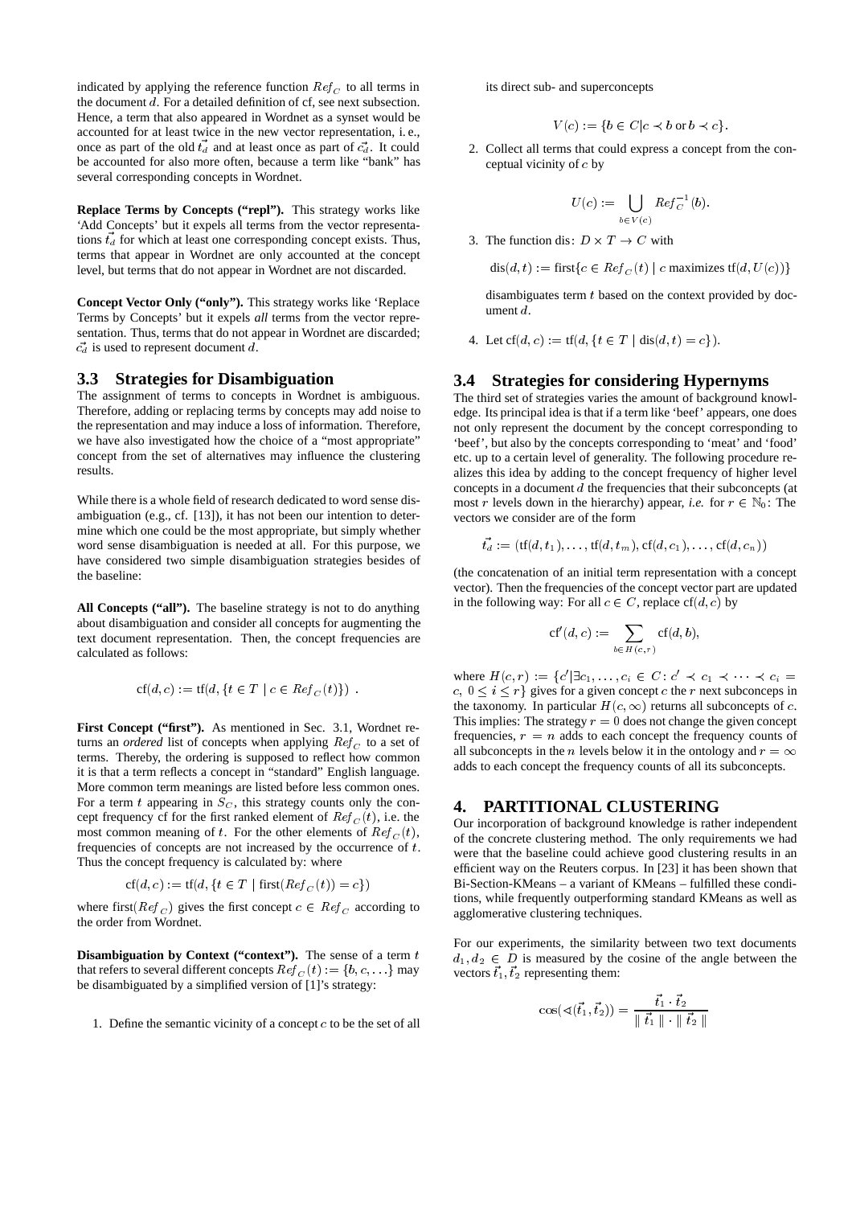indicated by applying the reference function $Ref_C$ to all terms in the document $d$. For a detailed definition of cf, see next subsection. Hence, a term that also appeared in Wordnet as a synset would be accounted for at least twice in the new vector representation, i. e., once as part of the old $\vec{t_d}$ and at least once as part of $\vec{c_d}$. It could be accounted for also more often, because a term like "bank" has several corresponding concepts in Wordnet.

**Replace Terms by Concepts ("repl").** This strategy works like 'Add Concepts' but it expels all terms from the vector representations $\vec{t_d}$ for which at least one corresponding concept exists. Thus, terms that appear in Wordnet are only accounted at the concept level, but terms that do not appear in Wordnet are not discarded.

**Concept Vector Only ("only").** This strategy works like 'Replace Terms by Concepts' but it expels *all* terms from the vector representation. Thus, terms that do not appear in Wordnet are discarded; $\vec{c_d}$ is used to represent document $d$.

## 3.3 Strategies for Disambiguation

The assignment of terms to concepts in Wordnet is ambiguous. Therefore, adding or replacing terms by concepts may add noise to the representation and may induce a loss of information. Therefore, we have also investigated how the choice of a "most appropriate" concept from the set of alternatives may influence the clustering results.

While there is a whole field of research dedicated to word sense disambiguation (e.g., cf. [13]), it has not been our intention to determine which one could be the most appropriate, but simply whether word sense disambiguation is needed at all. For this purpose, we have considered two simple disambiguation strategies besides of the baseline:

**All Concepts ("all").** The baseline strategy is not to do anything about disambiguation and consider all concepts for augmenting the text document representation. Then, the concept frequencies are calculated as follows:

$$\mathrm{cf}(d, c) := \mathrm{tf}(d, \{t \in T \mid c \in Ref_C(t)\}) \ .$$

**First Concept ("first").** As mentioned in Sec. 3.1, Wordnet returns an *ordered* list of concepts when applying $Ref_C$ to a set of terms. Thereby, the ordering is supposed to reflect how common it is that a term reflects a concept in "standard" English language. More common term meanings are listed before less common ones. For a term $t$ appearing in $S_C$, this strategy counts only the concept frequency cf for the first ranked element of $Ref_C(t)$, i.e. the most common meaning of $t$. For the other elements of $Ref_C(t)$, frequencies of concepts are not increased by the occurrence of $t$. Thus the concept frequency is calculated by: where

$$\mathrm{cf}(d, c) := \mathrm{tf}(d, \{t \in T \mid \mathrm{first}(Ref_C(t)) = c\})$$

where $\mathrm{first}(Ref_C)$ gives the first concept $c \in Ref_C$ according to the order from Wordnet.

**Disambiguation by Context ("context").** The sense of a term $t$ that refers to several different concepts $Ref_C(t) := \{b, c, \ldots\}$ may be disambiguated by a simplified version of [1]'s strategy:

1. Define the semantic vicinity of a concept $c$ to be the set of all its direct sub- and superconcepts
$$V(c) := \{b \in C | c \prec b \text{ or } b \prec c\}.$$
2. Collect all terms that could express a concept from the conceptual vicinity of $c$ by
$$U(c) := \bigcup_{b \in V(c)} Ref_C^{-1}(b).$$
3. The function dis: $D \times T \to C$ with
$$\mathrm{dis}(d, t) := \mathrm{first}\{c \in Ref_C(t) \mid c \text{ maximizes } \mathrm{tf}(d, U(c))\}$$
disambiguates term $t$ based on the context provided by document $d$.
4. Let $\mathrm{cf}(d, c) := \mathrm{tf}(d, \{t \in T \mid \mathrm{dis}(d, t) = c\})$.

## 3.4 Strategies for considering Hypernyms

The third set of strategies varies the amount of background knowledge. Its principal idea is that if a term like 'beef' appears, one does not only represent the document by the concept corresponding to 'beef', but also by the concepts corresponding to 'meat' and 'food' etc. up to a certain level of generality. The following procedure realizes this idea by adding to the concept frequency of higher level concepts in a document $d$ the frequencies that their subconcepts (at most $r$ levels down in the hierarchy) appear, *i.e.* for $r \in \mathbb{N}_0$: The vectors we consider are of the form

$$\vec{t_d} := (\mathrm{tf}(d, t_1), \ldots, \mathrm{tf}(d, t_m), \mathrm{cf}(d, c_1), \ldots, \mathrm{cf}(d, c_n))$$

(the concatenation of an initial term representation with a concept vector). Then the frequencies of the concept vector part are updated in the following way: For all $c \in C$, replace $\mathrm{cf}(d, c)$ by

$$\mathrm{cf}'(d, c) := \sum_{b \in H(c, r)} \mathrm{cf}(d, b),$$

where $H(c, r) := \{c' | \exists c_1, \ldots, c_i \in C \colon c' \prec c_1 \prec \cdots \prec c_i = c,\ 0 \leq i \leq r\}$ gives for a given concept $c$ the $r$ next subconceps in the taxonomy. In particular $H(c, \infty)$ returns all subconcepts of $c$. This implies: The strategy $r = 0$ does not change the given concept frequencies, $r = n$ adds to each concept the frequency counts of all subconcepts in the $n$ levels below it in the ontology and $r = \infty$ adds to each concept the frequency counts of all its subconcepts.

# 4. PARTITIONAL CLUSTERING

Our incorporation of background knowledge is rather independent of the concrete clustering method. The only requirements we had were that the baseline could achieve good clustering results in an efficient way on the Reuters corpus. In [23] it has been shown that Bi-Section-KMeans – a variant of KMeans – fulfilled these conditions, while frequently outperforming standard KMeans as well as agglomerative clustering techniques.

For our experiments, the similarity between two text documents $d_1, d_2 \in D$ is measured by the cosine of the angle between the vectors $\vec{t_1}, \vec{t_2}$ representing them:

$$\cos(\sphericalangle(\vec{t_1}, \vec{t_2})) = \frac{\vec{t_1} \cdot \vec{t_2}}{\| \vec{t_1} \| \cdot \| \vec{t_2} \|}$$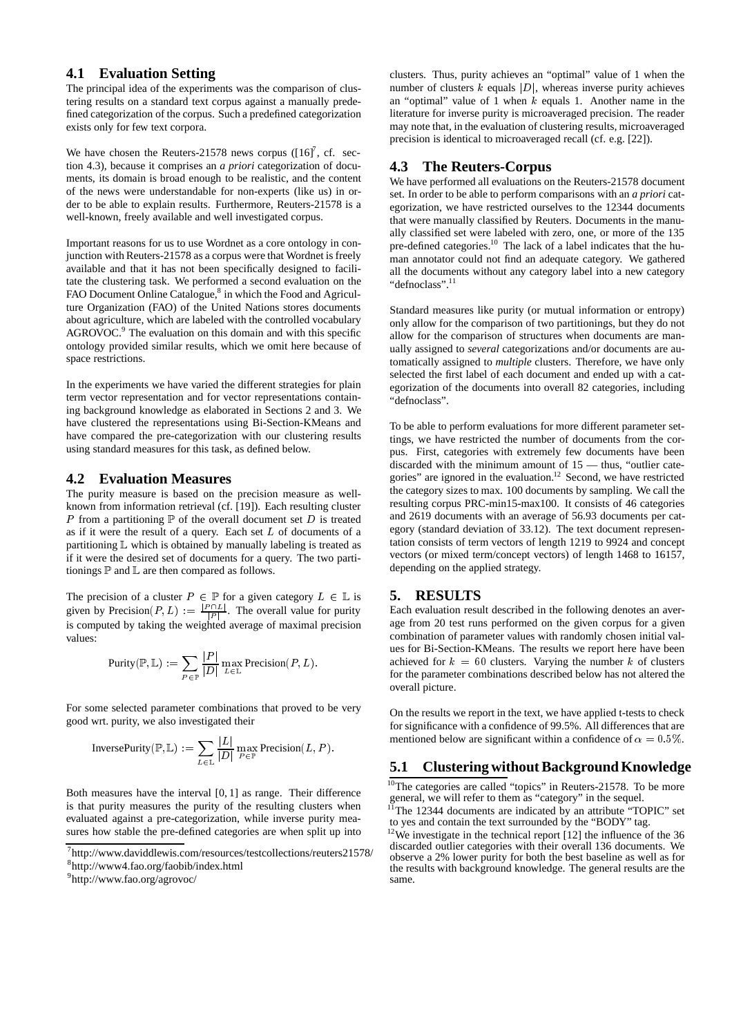## 4.1 Evaluation Setting

The principal idea of the experiments was the comparison of clustering results on a standard text corpus against a manually predefined categorization of the corpus. Such a predefined categorization exists only for few text corpora.

We have chosen the Reuters-21578 news corpus ([16][7], cf. section 4.3), because it comprises an *a priori* categorization of documents, its domain is broad enough to be realistic, and the content of the news were understandable for non-experts (like us) in order to be able to explain results. Furthermore, Reuters-21578 is a well-known, freely available and well investigated corpus.

Important reasons for us to use Wordnet as a core ontology in conjunction with Reuters-21578 as a corpus were that Wordnet is freely available and that it has not been specifically designed to facilitate the clustering task. We performed a second evaluation on the FAO Document Online Catalogue,[8] in which the Food and Agriculture Organization (FAO) of the United Nations stores documents about agriculture, which are labeled with the controlled vocabulary AGROVOC.[9] The evaluation on this domain and with this specific ontology provided similar results, which we omit here because of space restrictions.

In the experiments we have varied the different strategies for plain term vector representation and for vector representations containing background knowledge as elaborated in Sections 2 and 3. We have clustered the representations using Bi-Section-KMeans and have compared the pre-categorization with our clustering results using standard measures for this task, as defined below.

## 4.2 Evaluation Measures

The purity measure is based on the precision measure as well-known from information retrieval (cf. [19]). Each resulting cluster $P$ from a partitioning $\mathbb{P}$ of the overall document set $D$ is treated as if it were the result of a query. Each set $L$ of documents of a partitioning $\mathbb{L}$ which is obtained by manually labeling is treated as if it were the desired set of documents for a query. The two partitionings $\mathbb{P}$ and $\mathbb{L}$ are then compared as follows.

The precision of a cluster $P \in \mathbb{P}$ for a given category $L \in \mathbb{L}$ is given by $\text{Precision}(P, L) := \frac{|P \cap L|}{|P|}$. The overall value for purity is computed by taking the weighted average of maximal precision values:

$$\text{Purity}(\mathbb{P}, \mathbb{L}) := \sum_{P \in \mathbb{P}} \frac{|P|}{|D|} \max_{L \in \mathbb{L}} \text{Precision}(P, L).$$

For some selected parameter combinations that proved to be very good wrt. purity, we also investigated their

$$\text{InversePurity}(\mathbb{P}, \mathbb{L}) := \sum_{L \in \mathbb{L}} \frac{|L|}{|D|} \max_{P \in \mathbb{P}} \text{Precision}(L, P).$$

Both measures have the interval $[0, 1]$ as range. Their difference is that purity measures the purity of the resulting clusters when evaluated against a pre-categorization, while inverse purity measures how stable the pre-defined categories are when split up into clusters. Thus, purity achieves an "optimal" value of 1 when the number of clusters $k$ equals $|D|$, whereas inverse purity achieves an "optimal" value of 1 when $k$ equals 1. Another name in the literature for inverse purity is microaveraged precision. The reader may note that, in the evaluation of clustering results, microaveraged precision is identical to microaveraged recall (cf. e.g. [22]).

## 4.3 The Reuters-Corpus

We have performed all evaluations on the Reuters-21578 document set. In order to be able to perform comparisons with an *a priori* categorization, we have restricted ourselves to the 12344 documents that were manually classified by Reuters. Documents in the manually classified set were labeled with zero, one, or more of the 135 pre-defined categories.[10] The lack of a label indicates that the human annotator could not find an adequate category. We gathered all the documents without any category label into a new category "defnoclass".[11]

Standard measures like purity (or mutual information or entropy) only allow for the comparison of two partitionings, but they do not allow for the comparison of structures when documents are manually assigned to *several* categorizations and/or documents are automatically assigned to *multiple* clusters. Therefore, we have only selected the first label of each document and ended up with a categorization of the documents into overall 82 categories, including "defnoclass".

To be able to perform evaluations for more different parameter settings, we have restricted the number of documents from the corpus. First, categories with extremely few documents have been discarded with the minimum amount of 15 — thus, "outlier categories" are ignored in the evaluation.[12] Second, we have restricted the category sizes to max. 100 documents by sampling. We call the resulting corpus PRC-min15-max100. It consists of 46 categories and 2619 documents with an average of 56.93 documents per category (standard deviation of 33.12). The text document representation consists of term vectors of length 1219 to 9924 and concept vectors (or mixed term/concept vectors) of length 1468 to 16157, depending on the applied strategy.

# 5. RESULTS

Each evaluation result described in the following denotes an average from 20 test runs performed on the given corpus for a given combination of parameter values with randomly chosen initial values for Bi-Section-KMeans. The results we report here have been achieved for $k = 60$ clusters. Varying the number $k$ of clusters for the parameter combinations described below has not altered the overall picture.

On the results we report in the text, we have applied t-tests to check for significance with a confidence of 99.5%. All differences that are mentioned below are significant within a confidence of $\alpha = 0.5\%$.

## 5.1 Clustering without Background Knowledge

[7] http://www.daviddlewis.com/resources/testcollections/reuters21578/

[8] http://www4.fao.org/faobib/index.html

[9] http://www.fao.org/agrovoc/

[10] The categories are called "topics" in Reuters-21578. To be more general, we will refer to them as "category" in the sequel.

[11] The 12344 documents are indicated by an attribute "TOPIC" set to yes and contain the text surrounded by the "BODY" tag.

[12] We investigate in the technical report [12] the influence of the 36 discarded outlier categories with their overall 136 documents. We observe a 2% lower purity for both the best baseline as well as for the results with background knowledge. The general results are the same.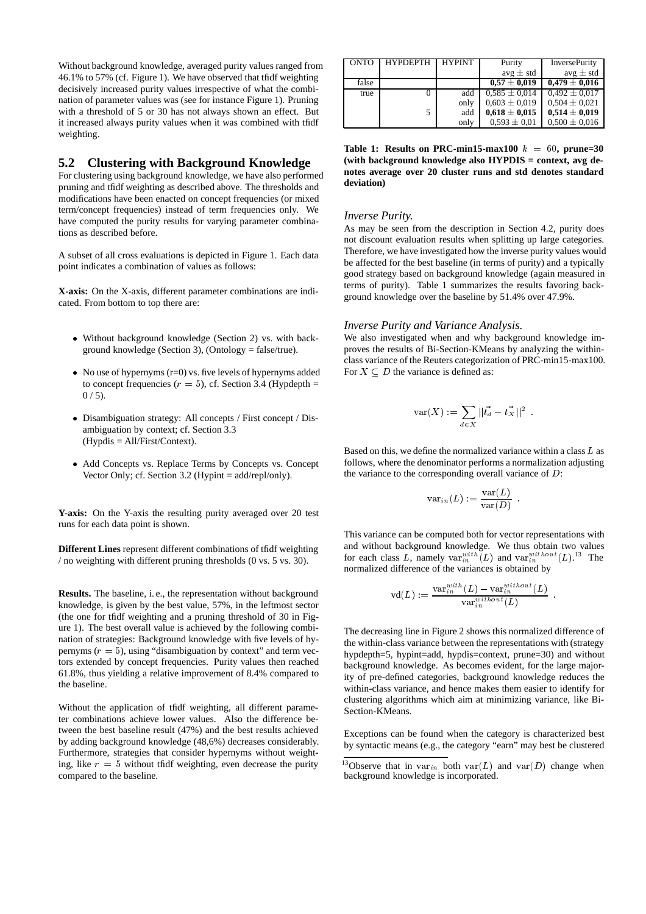Without background knowledge, averaged purity values ranged from 46.1% to 57% (cf. Figure 1). We have observed that tfidf weighting decisively increased purity values irrespective of what the combination of parameter values was (see for instance Figure 1). Pruning with a threshold of 5 or 30 has not always shown an effect. But it increased always purity values when it was combined with tfidf weighting.

## 5.2 Clustering with Background Knowledge

For clustering using background knowledge, we have also performed pruning and tfidf weighting as described above. The thresholds and modifications have been enacted on concept frequencies (or mixed term/concept frequencies) instead of term frequencies only. We have computed the purity results for varying parameter combinations as described before.

A subset of all cross evaluations is depicted in Figure 1. Each data point indicates a combination of values as follows:

**X-axis:** On the X-axis, different parameter combinations are indicated. From bottom to top there are:

- Without background knowledge (Section 2) vs. with background knowledge (Section 3), (Ontology = false/true).
- No use of hypernyms (r=0) vs. five levels of hypernyms added to concept frequencies ($r = 5$), cf. Section 3.4 (Hypdepth = 0 / 5).
- Disambiguation strategy: All concepts / First concept / Disambiguation by context; cf. Section 3.3 (Hypdis = All/First/Context).
- Add Concepts vs. Replace Terms by Concepts vs. Concept Vector Only; cf. Section 3.2 (Hypint = add/repl/only).

**Y-axis:** On the Y-axis the resulting purity averaged over 20 test runs for each data point is shown.

**Different Lines** represent different combinations of tfidf weighting / no weighting with different pruning thresholds (0 vs. 5 vs. 30).

**Results.** The baseline, i. e., the representation without background knowledge, is given by the best value, 57%, in the leftmost sector (the one for tfidf weighting and a pruning threshold of 30 in Figure 1). The best overall value is achieved by the following combination of strategies: Background knowledge with five levels of hypernyms ($r = 5$), using "disambiguation by context" and term vectors extended by concept frequencies. Purity values then reached 61.8%, thus yielding a relative improvement of 8.4% compared to the baseline.

Without the application of tfidf weighting, all different parameter combinations achieve lower values. Also the difference between the best baseline result (47%) and the best results achieved by adding background knowledge (48,6%) decreases considerably. Furthermore, strategies that consider hypernyms without weighting, like $r = 5$ without tfidf weighting, even decrease the purity compared to the baseline.

| ONTO | HYPDEPTH | HYPINT | Purity | InversePurity |
|---|---|---|---|---|
| | | | avg ± std | avg ± std |
| false | | | **0,57 ± 0,019** | **0,479 ± 0,016** |
| true | 0 | add | 0,585 ± 0,014 | 0,492 ± 0,017 |
| | | only | 0,603 ± 0,019 | 0,504 ± 0,021 |
| | 5 | add | **0,618 ± 0,015** | **0,514 ± 0,019** |
| | | only | 0,593 ± 0,01 | 0,500 ± 0,016 |

**Table 1: Results on PRC-min15-max100 $k = 60$, prune=30 (with background knowledge also HYPDIS = context, avg denotes average over 20 cluster runs and std denotes standard deviation)**

*Inverse Purity.*

As may be seen from the description in Section 4.2, purity does not discount evaluation results when splitting up large categories. Therefore, we have investigated how the inverse purity values would be affected for the best baseline (in terms of purity) and a typically good strategy based on background knowledge (again measured in terms of purity). Table 1 summarizes the results favoring background knowledge over the baseline by 51.4% over 47.9%.

*Inverse Purity and Variance Analysis.*

We also investigated when and why background knowledge improves the results of Bi-Section-KMeans by analyzing the within-class variance of the Reuters categorization of PRC-min15-max100. For $X \subseteq D$ the variance is defined as:

$$\text{var}(X) := \sum_{d \in X} ||\vec{t_d} - \vec{t_X}||^2 \ .$$

Based on this, we define the normalized variance within a class $L$ as follows, where the denominator performs a normalization adjusting the variance to the corresponding overall variance of $D$:

$$\text{var}_{in}(L) := \frac{\text{var}(L)}{\text{var}(D)} \ .$$

This variance can be computed both for vector representations with and without background knowledge. We thus obtain two values for each class $L$, namely $\text{var}_{in}^{with}(L)$ and $\text{var}_{in}^{without}(L)$.[13] The normalized difference of the variances is obtained by

$$\text{vd}(L) := \frac{\text{var}_{in}^{with}(L) - \text{var}_{in}^{without}(L)}{\text{var}_{in}^{without}(L)} \ .$$

The decreasing line in Figure 2 shows this normalized difference of the within-class variance between the representations with (strategy hypdepth=5, hypint=add, hypdis=context, prune=30) and without background knowledge. As becomes evident, for the large majority of pre-defined categories, background knowledge reduces the within-class variance, and hence makes them easier to identify for clustering algorithms which aim at minimizing variance, like Bi-Section-KMeans.

Exceptions can be found when the category is characterized best by syntactic means (e.g., the category "earn" may best be clustered

[13] Observe that in $\text{var}_{in}$ both $\text{var}(L)$ and $\text{var}(D)$ change when background knowledge is incorporated.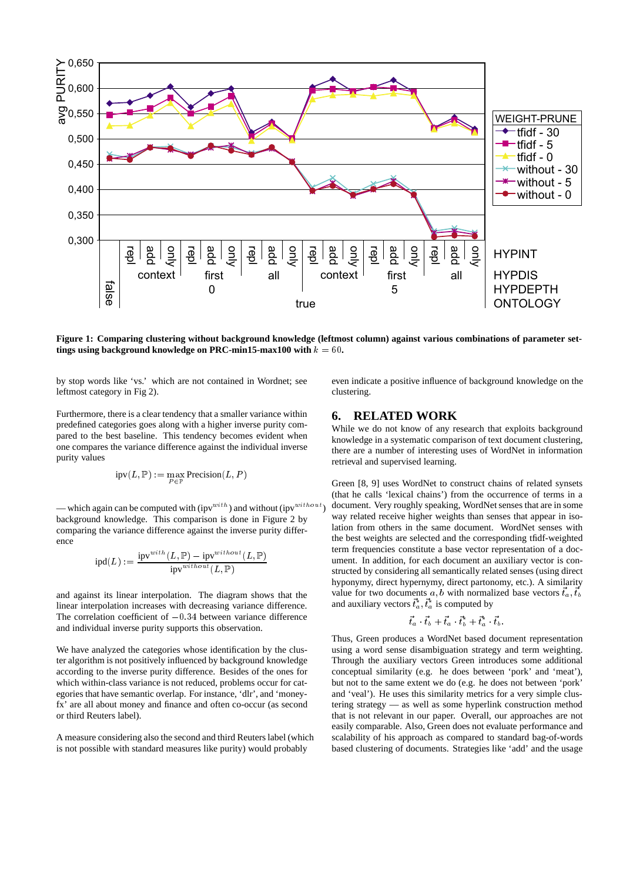**Figure 1: Comparing clustering without background knowledge (leftmost column) against various combinations of parameter settings using background knowledge on PRC-min15-max100 with $k = 60$.**

by stop words like 'vs.' which are not contained in Wordnet; see leftmost category in Fig 2).

Furthermore, there is a clear tendency that a smaller variance within predefined categories goes along with a higher inverse purity compared to the best baseline. This tendency becomes evident when one compares the variance difference against the individual inverse purity values

$$\text{ipv}(L, \mathbb{P}) := \max_{P \in \mathbb{P}} \text{Precision}(L, P)$$

— which again can be computed with ($\text{ipv}^{with}$) and without ($\text{ipv}^{without}$) background knowledge. This comparison is done in Figure 2 by comparing the variance difference against the inverse purity difference

$$\text{ipd}(L) := \frac{\text{ipv}^{with}(L, \mathbb{P}) - \text{ipv}^{without}(L, \mathbb{P})}{\text{ipv}^{without}(L, \mathbb{P})}$$

and against its linear interpolation. The diagram shows that the linear interpolation increases with decreasing variance difference. The correlation coefficient of $-0.34$ between variance difference and individual inverse purity supports this observation.

We have analyzed the categories whose identification by the cluster algorithm is not positively influenced by background knowledge according to the inverse purity difference. Besides of the ones for which within-class variance is not reduced, problems occur for categories that have semantic overlap. For instance, 'dlr', and 'money-fx' are all about money and finance and often co-occur (as second or third Reuters label).

A measure considering also the second and third Reuters label (which is not possible with standard measures like purity) would probably even indicate a positive influence of background knowledge on the clustering.

## 6. RELATED WORK

While we do not know of any research that exploits background knowledge in a systematic comparison of text document clustering, there are a number of interesting uses of WordNet in information retrieval and supervised learning.

Green [8, 9] uses WordNet to construct chains of related synsets (that he calls 'lexical chains') from the occurrence of terms in a document. Very roughly speaking, WordNet senses that are in some way related receive higher weights than senses that appear in isolation from others in the same document. WordNet senses with the best weights are selected and the corresponding tfidf-weighted term frequencies constitute a base vector representation of a document. In addition, for each document an auxiliary vector is constructed by considering all semantically related senses (using direct hyponymy, direct hypernymy, direct partonomy, etc.). A similarity value for two documents $a, b$ with normalized base vectors $\vec{t}_a, \vec{t}_b$ and auxiliary vectors $\vec{t}_a^*, \vec{t}_a^*$ is computed by

$$\vec{t}_a \cdot \vec{t}_b + \vec{t}_a \cdot \vec{t}_b^* + \vec{t}_a^* \cdot \vec{t}_b.$$

Thus, Green produces a WordNet based document representation using a word sense disambiguation strategy and term weighting. Through the auxiliary vectors Green introduces some additional conceptual similarity (e.g. he does between 'pork' and 'meat'), but not to the same extent we do (e.g. he does not between 'pork' and 'veal'). He uses this similarity metrics for a very simple clustering strategy — as well as some hyperlink construction method that is not relevant in our paper. Overall, our approaches are not easily comparable. Also, Green does not evaluate performance and scalability of his approach as compared to standard bag-of-words based clustering of documents. Strategies like 'add' and the usage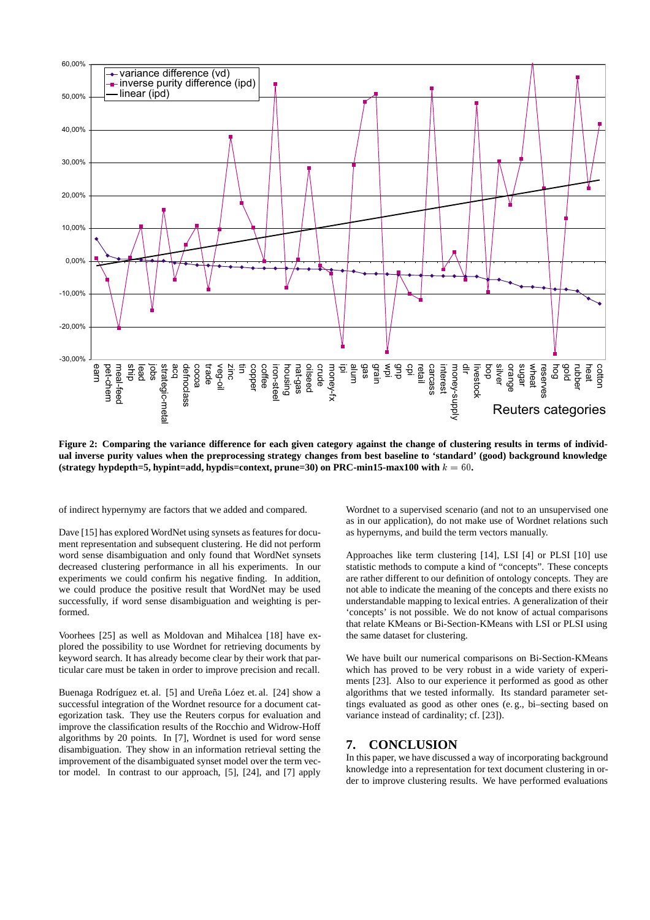**Figure 2: Comparing the variance difference for each given category against the change of clustering results in terms of individual inverse purity values when the preprocessing strategy changes from best baseline to 'standard' (good) background knowledge (strategy hypdepth=5, hypint=add, hypdis=context, prune=30) on PRC-min15-max100 with $k = 60$.**

of indirect hypernymy are factors that we added and compared.

Dave [15] has explored WordNet using synsets as features for document representation and subsequent clustering. He did not perform word sense disambiguation and only found that WordNet synsets decreased clustering performance in all his experiments. In our experiments we could confirm his negative finding. In addition, we could produce the positive result that WordNet may be used successfully, if word sense disambiguation and weighting is performed.

Voorhees [25] as well as Moldovan and Mihalcea [18] have explored the possibility to use Wordnet for retrieving documents by keyword search. It has already become clear by their work that particular care must be taken in order to improve precision and recall.

Buenaga Rodríguez et. al. [5] and Ureña Lóez et. al. [24] show a successful integration of the Wordnet resource for a document categorization task. They use the Reuters corpus for evaluation and improve the classification results of the Rocchio and Widrow-Hoff algorithms by 20 points. In [7], Wordnet is used for word sense disambiguation. They show in an information retrieval setting the improvement of the disambiguated synset model over the term vector model. In contrast to our approach, [5], [24], and [7] apply Wordnet to a supervised scenario (and not to an unsupervised one as in our application), do not make use of Wordnet relations such as hypernyms, and build the term vectors manually.

Approaches like term clustering [14], LSI [4] or PLSI [10] use statistic methods to compute a kind of "concepts". These concepts are rather different to our definition of ontology concepts. They are not able to indicate the meaning of the concepts and there exists no understandable mapping to lexical entries. A generalization of their 'concepts' is not possible. We do not know of actual comparisons that relate KMeans or Bi-Section-KMeans with LSI or PLSI using the same dataset for clustering.

We have built our numerical comparisons on Bi-Section-KMeans which has proved to be very robust in a wide variety of experiments [23]. Also to our experience it performed as good as other algorithms that we tested informally. Its standard parameter settings evaluated as good as other ones (e. g., bi–secting based on variance instead of cardinality; cf. [23]).

## 7. CONCLUSION

In this paper, we have discussed a way of incorporating background knowledge into a representation for text document clustering in order to improve clustering results. We have performed evaluations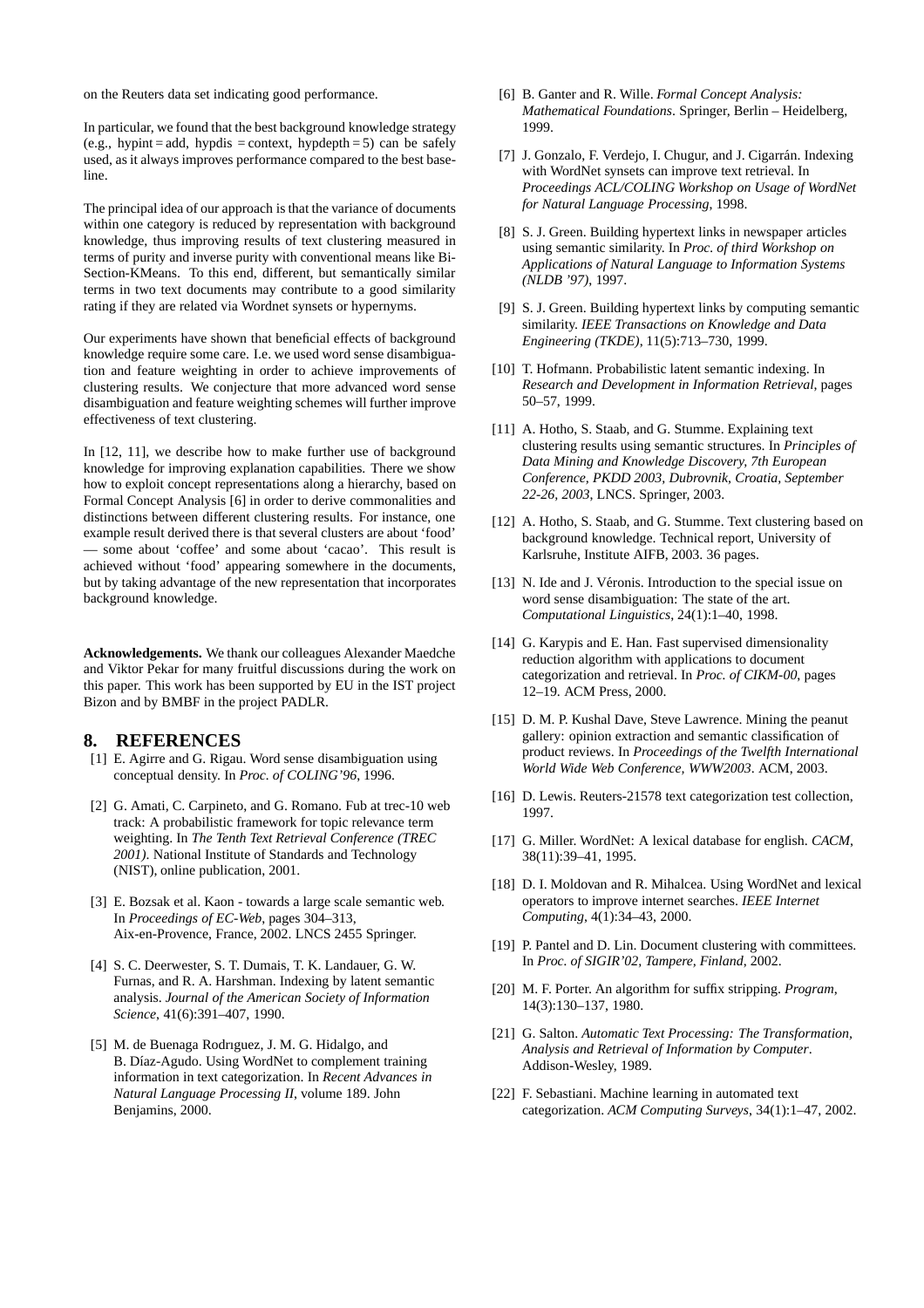on the Reuters data set indicating good performance.

In particular, we found that the best background knowledge strategy (e.g., hypint = add, hypdis = context, hypdepth = 5) can be safely used, as it always improves performance compared to the best baseline.

The principal idea of our approach is that the variance of documents within one category is reduced by representation with background knowledge, thus improving results of text clustering measured in terms of purity and inverse purity with conventional means like Bi-Section-KMeans. To this end, different, but semantically similar terms in two text documents may contribute to a good similarity rating if they are related via Wordnet synsets or hypernyms.

Our experiments have shown that beneficial effects of background knowledge require some care. I.e. we used word sense disambiguation and feature weighting in order to achieve improvements of clustering results. We conjecture that more advanced word sense disambiguation and feature weighting schemes will further improve effectiveness of text clustering.

In [12, 11], we describe how to make further use of background knowledge for improving explanation capabilities. There we show how to exploit concept representations along a hierarchy, based on Formal Concept Analysis [6] in order to derive commonalities and distinctions between different clustering results. For instance, one example result derived there is that several clusters are about 'food' — some about 'coffee' and some about 'cacao'. This result is achieved without 'food' appearing somewhere in the documents, but by taking advantage of the new representation that incorporates background knowledge.

**Acknowledgements.** We thank our colleagues Alexander Maedche and Viktor Pekar for many fruitful discussions during the work on this paper. This work has been supported by EU in the IST project Bizon and by BMBF in the project PADLR.

## 8. REFERENCES

[1] E. Agirre and G. Rigau. Word sense disambiguation using conceptual density. In *Proc. of COLING'96*, 1996.

[2] G. Amati, C. Carpineto, and G. Romano. Fub at trec-10 web track: A probabilistic framework for topic relevance term weighting. In *The Tenth Text Retrieval Conference (TREC 2001)*. National Institute of Standards and Technology (NIST), online publication, 2001.

[3] E. Bozsak et al. Kaon - towards a large scale semantic web. In *Proceedings of EC-Web*, pages 304–313, Aix-en-Provence, France, 2002. LNCS 2455 Springer.

[4] S. C. Deerwester, S. T. Dumais, T. K. Landauer, G. W. Furnas, and R. A. Harshman. Indexing by latent semantic analysis. *Journal of the American Society of Information Science*, 41(6):391–407, 1990.

[5] M. de Buenaga Rodrıguez, J. M. G. Hidalgo, and B. Díaz-Agudo. Using WordNet to complement training information in text categorization. In *Recent Advances in Natural Language Processing II*, volume 189. John Benjamins, 2000.

[6] B. Ganter and R. Wille. *Formal Concept Analysis: Mathematical Foundations*. Springer, Berlin – Heidelberg, 1999.

[7] J. Gonzalo, F. Verdejo, I. Chugur, and J. Cigarrán. Indexing with WordNet synsets can improve text retrieval. In *Proceedings ACL/COLING Workshop on Usage of WordNet for Natural Language Processing*, 1998.

[8] S. J. Green. Building hypertext links in newspaper articles using semantic similarity. In *Proc. of third Workshop on Applications of Natural Language to Information Systems (NLDB '97)*, 1997.

[9] S. J. Green. Building hypertext links by computing semantic similarity. *IEEE Transactions on Knowledge and Data Engineering (TKDE)*, 11(5):713–730, 1999.

[10] T. Hofmann. Probabilistic latent semantic indexing. In *Research and Development in Information Retrieval*, pages 50–57, 1999.

[11] A. Hotho, S. Staab, and G. Stumme. Explaining text clustering results using semantic structures. In *Principles of Data Mining and Knowledge Discovery, 7th European Conference, PKDD 2003, Dubrovnik, Croatia, September 22-26, 2003*, LNCS. Springer, 2003.

[12] A. Hotho, S. Staab, and G. Stumme. Text clustering based on background knowledge. Technical report, University of Karlsruhe, Institute AIFB, 2003. 36 pages.

[13] N. Ide and J. Véronis. Introduction to the special issue on word sense disambiguation: The state of the art. *Computational Linguistics*, 24(1):1–40, 1998.

[14] G. Karypis and E. Han. Fast supervised dimensionality reduction algorithm with applications to document categorization and retrieval. In *Proc. of CIKM-00*, pages 12–19. ACM Press, 2000.

[15] D. M. P. Kushal Dave, Steve Lawrence. Mining the peanut gallery: opinion extraction and semantic classification of product reviews. In *Proceedings of the Twelfth International World Wide Web Conference, WWW2003*. ACM, 2003.

[16] D. Lewis. Reuters-21578 text categorization test collection, 1997.

[17] G. Miller. WordNet: A lexical database for english. *CACM*, 38(11):39–41, 1995.

[18] D. I. Moldovan and R. Mihalcea. Using WordNet and lexical operators to improve internet searches. *IEEE Internet Computing*, 4(1):34–43, 2000.

[19] P. Pantel and D. Lin. Document clustering with committees. In *Proc. of SIGIR'02, Tampere, Finland*, 2002.

[20] M. F. Porter. An algorithm for suffix stripping. *Program*, 14(3):130–137, 1980.

[21] G. Salton. *Automatic Text Processing: The Transformation, Analysis and Retrieval of Information by Computer*. Addison-Wesley, 1989.

[22] F. Sebastiani. Machine learning in automated text categorization. *ACM Computing Surveys*, 34(1):1–47, 2002.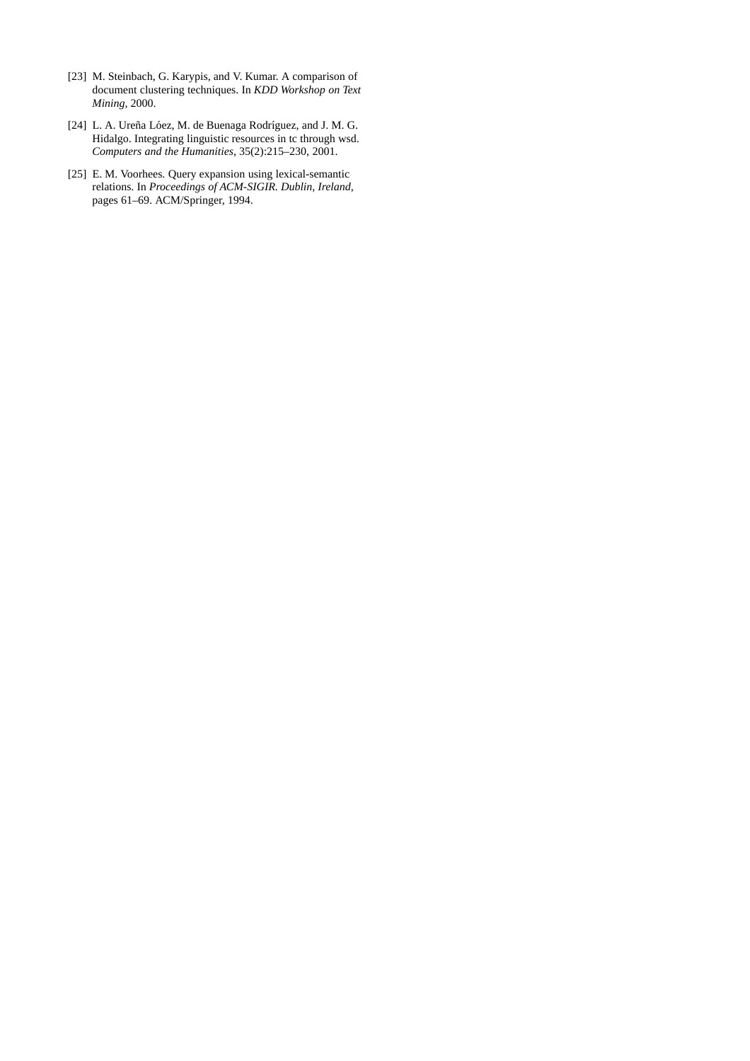[23] M. Steinbach, G. Karypis, and V. Kumar. A comparison of document clustering techniques. In *KDD Workshop on Text Mining*, 2000.

[24] L. A. Ureña Lóez, M. de Buenaga Rodríguez, and J. M. G. Hidalgo. Integrating linguistic resources in tc through wsd. *Computers and the Humanities*, 35(2):215–230, 2001.

[25] E. M. Voorhees. Query expansion using lexical-semantic relations. In *Proceedings of ACM-SIGIR. Dublin, Ireland*, pages 61–69. ACM/Springer, 1994.